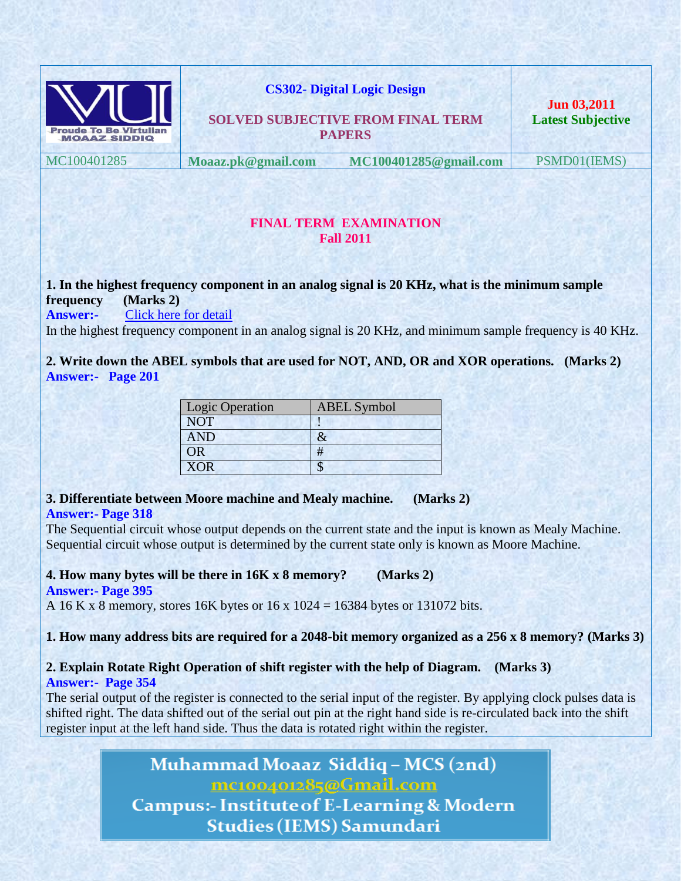| | CS302- Digital Logic Design<br><br>SOLVED SUBJECTIVE FROM FINAL TERM PAPERS | Jun 03,2011<br>Latest Subjective |
|---|---|---|
| MC100401285 | Moaaz.pk@gmail.com MC100401285@gmail.com | PSMD01(IEMS) |

## FINAL TERM EXAMINATION
## Fall 2011

**1. In the highest frequency component in an analog signal is 20 KHz, what is the minimum sample frequency (Marks 2)**

**Answer:-** Click here for detail

In the highest frequency component in an analog signal is 20 KHz, and minimum sample frequency is 40 KHz.

**2. Write down the ABEL symbols that are used for NOT, AND, OR and XOR operations. (Marks 2)**

**Answer:- Page 201**

| Logic Operation | ABEL Symbol |
|---|---|
| NOT | ! |
| AND | & |
| OR | # |
| XOR | $ |

**3. Differentiate between Moore machine and Mealy machine. (Marks 2)**

**Answer:- Page 318**

The Sequential circuit whose output depends on the current state and the input is known as Mealy Machine. Sequential circuit whose output is determined by the current state only is known as Moore Machine.

**4. How many bytes will be there in 16K x 8 memory? (Marks 2)**

**Answer:- Page 395**

A 16 K x 8 memory, stores 16K bytes or 16 x 1024 = 16384 bytes or 131072 bits.

**1. How many address bits are required for a 2048-bit memory organized as a 256 x 8 memory? (Marks 3)**

**2. Explain Rotate Right Operation of shift register with the help of Diagram. (Marks 3)**

**Answer:- Page 354**

The serial output of the register is connected to the serial input of the register. By applying clock pulses data is shifted right. The data shifted out of the serial out pin at the right hand side is re-circulated back into the shift register input at the left hand side. Thus the data is rotated right within the register.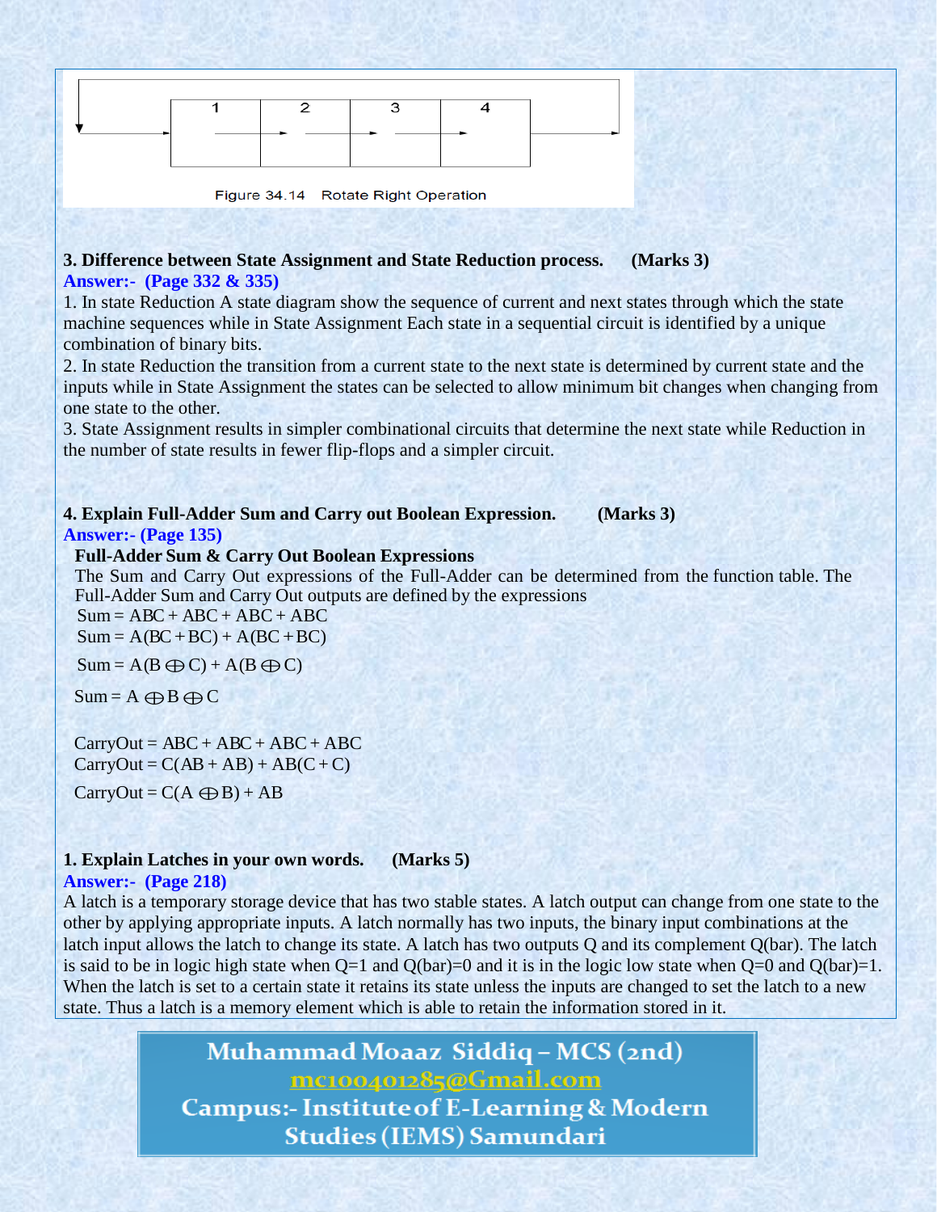Figure 34.14 Rotate Right Operation

**3. Difference between State Assignment and State Reduction process. (Marks 3)**

**Answer:- (Page 332 & 335)**

1. In state Reduction A state diagram show the sequence of current and next states through which the state machine sequences while in State Assignment Each state in a sequential circuit is identified by a unique combination of binary bits.
2. In state Reduction the transition from a current state to the next state is determined by current state and the inputs while in State Assignment the states can be selected to allow minimum bit changes when changing from one state to the other.
3. State Assignment results in simpler combinational circuits that determine the next state while Reduction in the number of state results in fewer flip-flops and a simpler circuit.

**4. Explain Full-Adder Sum and Carry out Boolean Expression. (Marks 3)**

**Answer:- (Page 135)**

**Full-Adder Sum & Carry Out Boolean Expressions**

The Sum and Carry Out expressions of the Full-Adder can be determined from the function table. The Full-Adder Sum and Carry Out outputs are defined by the expressions

$$Sum = ABC + ABC + ABC + ABC$$

$$Sum = A(BC + BC) + A(BC + BC)$$

$$Sum = A(B \oplus C) + A(B \oplus C)$$

$$Sum = A \oplus B \oplus C$$

$$CarryOut = ABC + ABC + ABC + ABC$$

$$CarryOut = C(AB + AB) + AB(C + C)$$

$$CarryOut = C(A \oplus B) + AB$$

**1. Explain Latches in your own words. (Marks 5)**

**Answer:- (Page 218)**

A latch is a temporary storage device that has two stable states. A latch output can change from one state to the other by applying appropriate inputs. A latch normally has two inputs, the binary input combinations at the latch input allows the latch to change its state. A latch has two outputs Q and its complement Q(bar). The latch is said to be in logic high state when Q=1 and Q(bar)=0 and it is in the logic low state when Q=0 and Q(bar)=1. When the latch is set to a certain state it retains its state unless the inputs are changed to set the latch to a new state. Thus a latch is a memory element which is able to retain the information stored in it.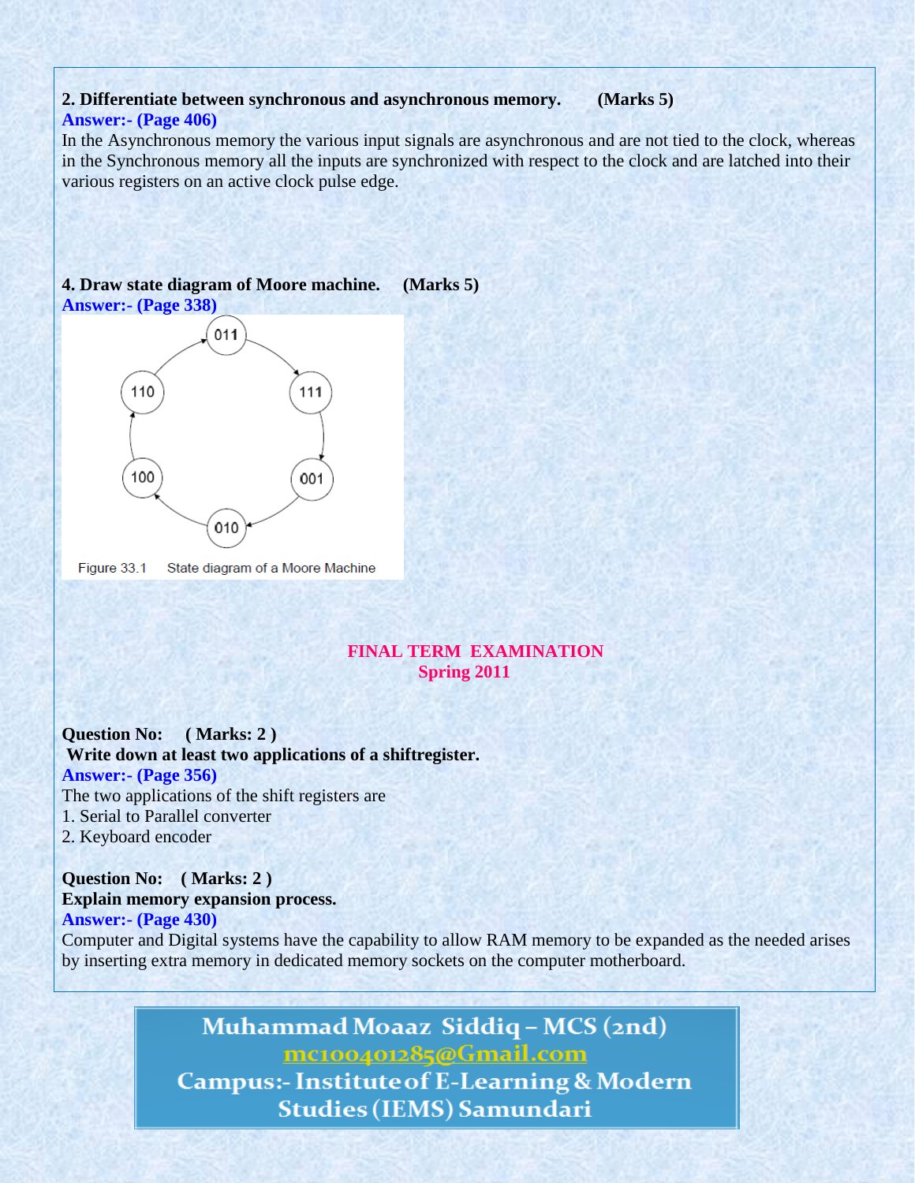**2. Differentiate between synchronous and asynchronous memory. (Marks 5)**

**Answer:- (Page 406)**

In the Asynchronous memory the various input signals are asynchronous and are not tied to the clock, whereas in the Synchronous memory all the inputs are synchronized with respect to the clock and are latched into their various registers on an active clock pulse edge.

**4. Draw state diagram of Moore machine. (Marks 5)**

**Answer:- (Page 338)**

Figure 33.1 State diagram of a Moore Machine

## FINAL TERM EXAMINATION
## Spring 2011

**Question No: ( Marks: 2 )**

**Write down at least two applications of a shiftregister.**

**Answer:- (Page 356)**

The two applications of the shift registers are

1. Serial to Parallel converter
2. Keyboard encoder

**Question No: ( Marks: 2 )**

**Explain memory expansion process.**

**Answer:- (Page 430)**

Computer and Digital systems have the capability to allow RAM memory to be expanded as the needed arises by inserting extra memory in dedicated memory sockets on the computer motherboard.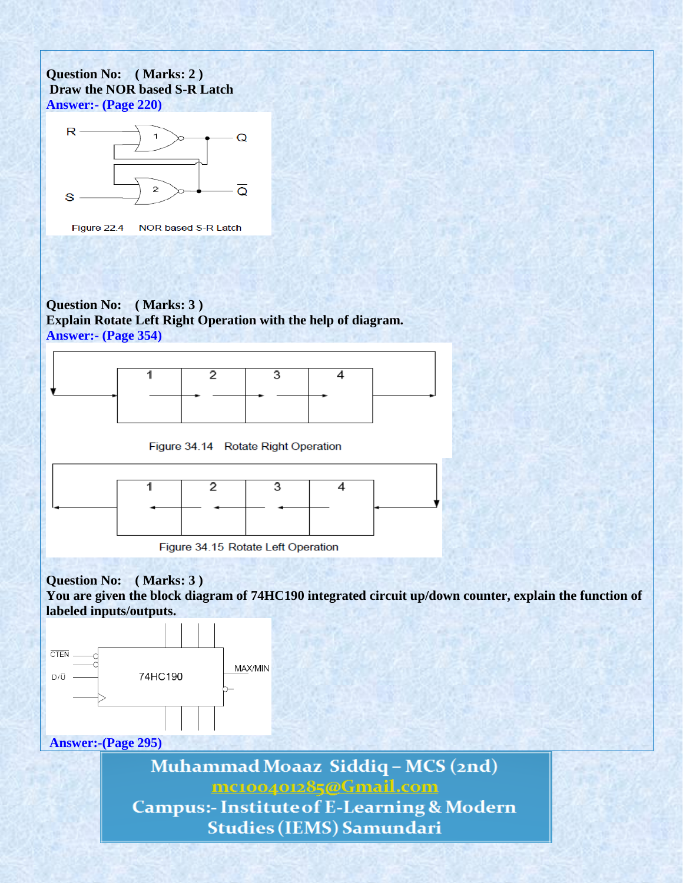**Question No: ( Marks: 2 )**

**Draw the NOR based S-R Latch**

**Answer:- (Page 220)**

Figure 22.4 NOR based S-R Latch

**Question No: ( Marks: 3 )**

**Explain Rotate Left Right Operation with the help of diagram.**

**Answer:- (Page 354)**

Figure 34.14 Rotate Right Operation

Figure 34.15 Rotate Left Operation

**Question No: ( Marks: 3 )**

**You are given the block diagram of 74HC190 integrated circuit up/down counter, explain the function of labeled inputs/outputs.**

**Answer:-(Page 295)**

**Muhammad Moaaz Siddiq – MCS (2nd)**

**mc100401285@Gmail.com**

**Campus:- Institute of E-Learning & Modern Studies (IEMS) Samundari**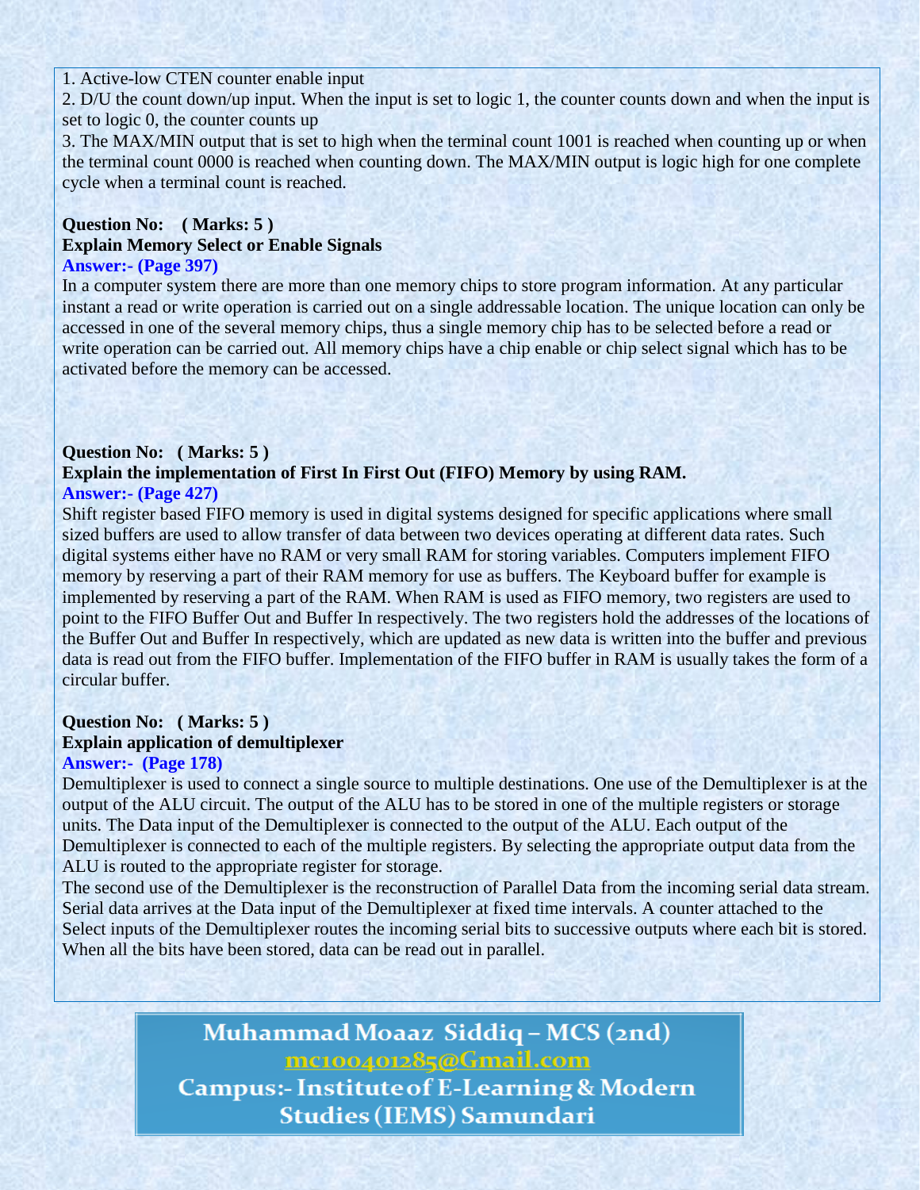1. Active-low CTEN counter enable input
2. D/U the count down/up input. When the input is set to logic 1, the counter counts down and when the input is set to logic 0, the counter counts up
3. The MAX/MIN output that is set to high when the terminal count 1001 is reached when counting up or when the terminal count 0000 is reached when counting down. The MAX/MIN output is logic high for one complete cycle when a terminal count is reached.

**Question No: ( Marks: 5 )**
**Explain Memory Select or Enable Signals**
**Answer:- (Page 397)**
In a computer system there are more than one memory chips to store program information. At any particular instant a read or write operation is carried out on a single addressable location. The unique location can only be accessed in one of the several memory chips, thus a single memory chip has to be selected before a read or write operation can be carried out. All memory chips have a chip enable or chip select signal which has to be activated before the memory can be accessed.

**Question No: ( Marks: 5 )**
**Explain the implementation of First In First Out (FIFO) Memory by using RAM.**
**Answer:- (Page 427)**
Shift register based FIFO memory is used in digital systems designed for specific applications where small sized buffers are used to allow transfer of data between two devices operating at different data rates. Such digital systems either have no RAM or very small RAM for storing variables. Computers implement FIFO memory by reserving a part of their RAM memory for use as buffers. The Keyboard buffer for example is implemented by reserving a part of the RAM. When RAM is used as FIFO memory, two registers are used to point to the FIFO Buffer Out and Buffer In respectively. The two registers hold the addresses of the locations of the Buffer Out and Buffer In respectively, which are updated as new data is written into the buffer and previous data is read out from the FIFO buffer. Implementation of the FIFO buffer in RAM is usually takes the form of a circular buffer.

**Question No: ( Marks: 5 )**
**Explain application of demultiplexer**
**Answer:- (Page 178)**
Demultiplexer is used to connect a single source to multiple destinations. One use of the Demultiplexer is at the output of the ALU circuit. The output of the ALU has to be stored in one of the multiple registers or storage units. The Data input of the Demultiplexer is connected to the output of the ALU. Each output of the Demultiplexer is connected to each of the multiple registers. By selecting the appropriate output data from the ALU is routed to the appropriate register for storage.
The second use of the Demultiplexer is the reconstruction of Parallel Data from the incoming serial data stream. Serial data arrives at the Data input of the Demultiplexer at fixed time intervals. A counter attached to the Select inputs of the Demultiplexer routes the incoming serial bits to successive outputs where each bit is stored. When all the bits have been stored, data can be read out in parallel.

**Muhammad Moaaz Siddiq – MCS (2nd)**
mc100401285@Gmail.com
**Campus:- Institute of E-Learning & Modern Studies (IEMS) Samundari**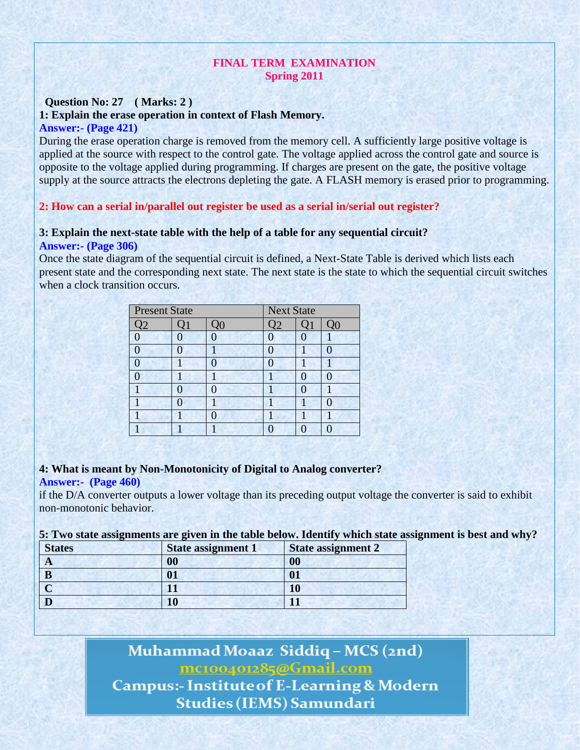## FINAL TERM EXAMINATION
## Spring 2011

**Question No: 27 ( Marks: 2 )**

**1: Explain the erase operation in context of Flash Memory.**

**Answer:- (Page 421)**

During the erase operation charge is removed from the memory cell. A sufficiently large positive voltage is applied at the source with respect to the control gate. The voltage applied across the control gate and source is opposite to the voltage applied during programming. If charges are present on the gate, the positive voltage supply at the source attracts the electrons depleting the gate. A FLASH memory is erased prior to programming.

**2: How can a serial in/parallel out register be used as a serial in/serial out register?**

**3: Explain the next-state table with the help of a table for any sequential circuit?**

**Answer:- (Page 306)**

Once the state diagram of the sequential circuit is defined, a Next-State Table is derived which lists each present state and the corresponding next state. The next state is the state to which the sequential circuit switches when a clock transition occurs.

| Present State | | | Next State | | |
|---|---|---|---|---|---|
| Q2 | Q1 | Q0 | Q2 | Q1 | Q0 |
| 0 | 0 | 0 | 0 | 0 | 1 |
| 0 | 0 | 1 | 0 | 1 | 0 |
| 0 | 1 | 0 | 0 | 1 | 1 |
| 0 | 1 | 1 | 1 | 0 | 0 |
| 1 | 0 | 0 | 1 | 0 | 1 |
| 1 | 0 | 1 | 1 | 1 | 0 |
| 1 | 1 | 0 | 1 | 1 | 1 |
| 1 | 1 | 1 | 0 | 0 | 0 |

**4: What is meant by Non-Monotonicity of Digital to Analog converter?**

**Answer:- (Page 460)**

if the D/A converter outputs a lower voltage than its preceding output voltage the converter is said to exhibit non-monotonic behavior.

**5: Two state assignments are given in the table below. Identify which state assignment is best and why?**

| States | State assignment 1 | State assignment 2 |
|---|---|---|
| **A** | **00** | **00** |
| **B** | **01** | **01** |
| **C** | **11** | **10** |
| **D** | **10** | **11** |

Muhammad Moaaz Siddiq – MCS (2nd)
mc100401285@Gmail.com
Campus:- Institute of E-Learning & Modern Studies (IEMS) Samundari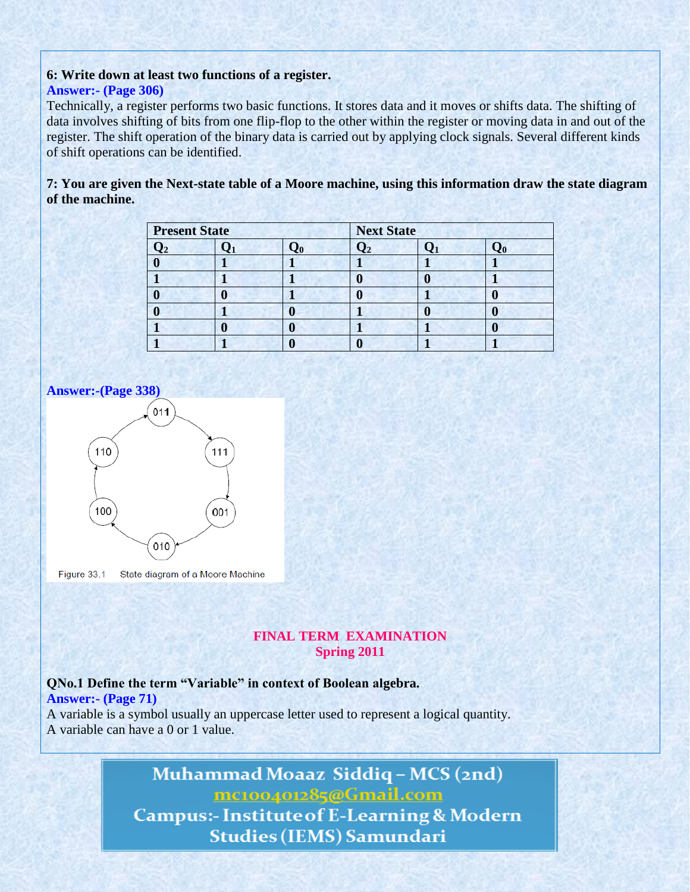**6: Write down at least two functions of a register.**

**Answer:- (Page 306)**

Technically, a register performs two basic functions. It stores data and it moves or shifts data. The shifting of data involves shifting of bits from one flip-flop to the other within the register or moving data in and out of the register. The shift operation of the binary data is carried out by applying clock signals. Several different kinds of shift operations can be identified.

**7: You are given the Next-state table of a Moore machine, using this information draw the state diagram of the machine.**

| Present State | | | Next State | | |
|---|---|---|---|---|---|
| $Q_2$ | $Q_1$ | $Q_0$ | $Q_2$ | $Q_1$ | $Q_0$ |
| 0 | 1 | 1 | 1 | 1 | 1 |
| 1 | 1 | 1 | 0 | 0 | 1 |
| 0 | 0 | 1 | 0 | 1 | 0 |
| 0 | 1 | 0 | 1 | 0 | 0 |
| 1 | 0 | 0 | 1 | 1 | 0 |
| 1 | 1 | 0 | 0 | 1 | 1 |

**Answer:-(Page 338)**

Figure 33.1 State diagram of a Moore Machine

## FINAL TERM EXAMINATION
## Spring 2011

**QNo.1 Define the term "Variable" in context of Boolean algebra.**

**Answer:- (Page 71)**

A variable is a symbol usually an uppercase letter used to represent a logical quantity.
A variable can have a 0 or 1 value.

Muhammad Moaaz Siddiq – MCS (2nd)
mc100401285@Gmail.com
Campus:- Institute of E-Learning & Modern Studies (IEMS) Samundari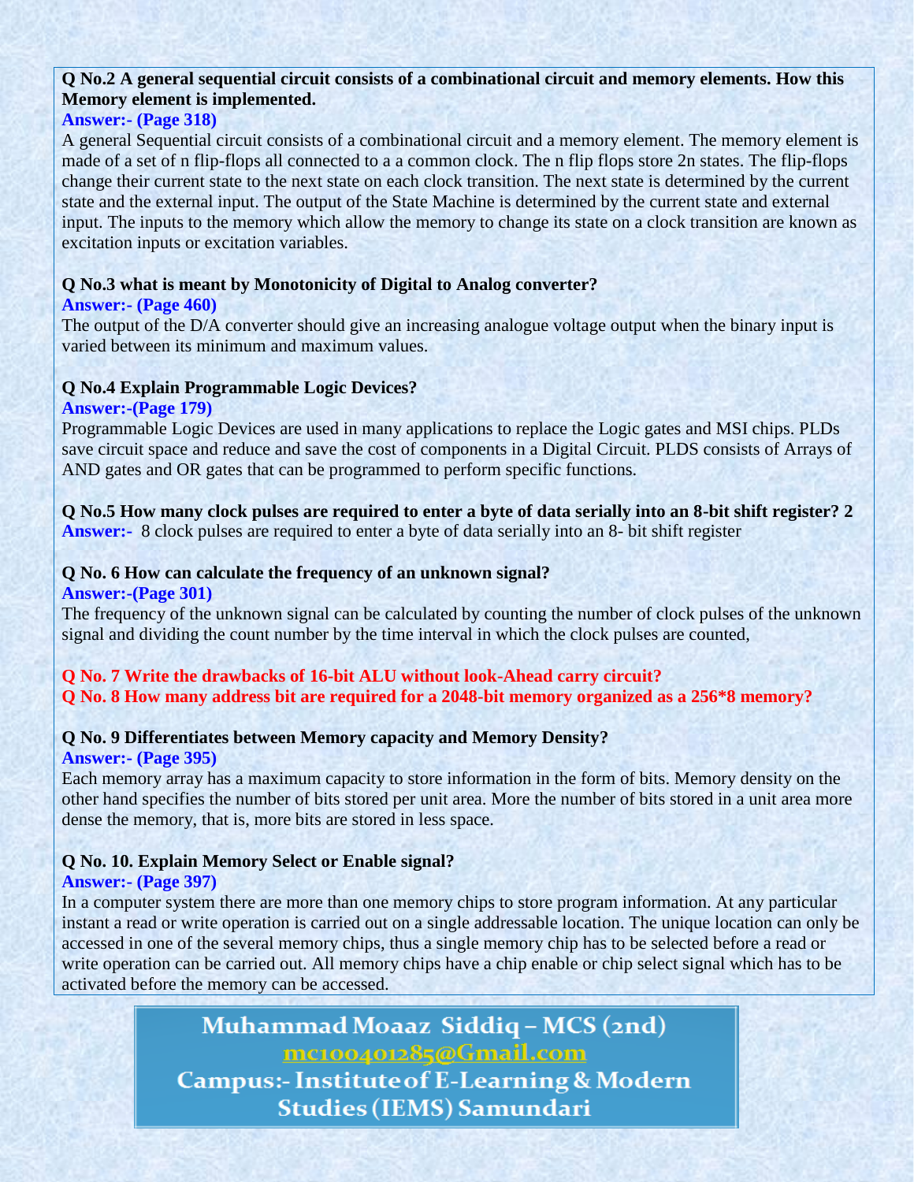**Q No.2 A general sequential circuit consists of a combinational circuit and memory elements. How this Memory element is implemented.**

**Answer:- (Page 318)**

A general Sequential circuit consists of a combinational circuit and a memory element. The memory element is made of a set of n flip-flops all connected to a a common clock. The n flip flops store 2n states. The flip-flops change their current state to the next state on each clock transition. The next state is determined by the current state and the external input. The output of the State Machine is determined by the current state and external input. The inputs to the memory which allow the memory to change its state on a clock transition are known as excitation inputs or excitation variables.

**Q No.3 what is meant by Monotonicity of Digital to Analog converter?**

**Answer:- (Page 460)**

The output of the D/A converter should give an increasing analogue voltage output when the binary input is varied between its minimum and maximum values.

**Q No.4 Explain Programmable Logic Devices?**

**Answer:-(Page 179)**

Programmable Logic Devices are used in many applications to replace the Logic gates and MSI chips. PLDs save circuit space and reduce and save the cost of components in a Digital Circuit. PLDS consists of Arrays of AND gates and OR gates that can be programmed to perform specific functions.

**Q No.5 How many clock pulses are required to enter a byte of data serially into an 8-bit shift register? 2**

**Answer:-** 8 clock pulses are required to enter a byte of data serially into an 8- bit shift register

**Q No. 6 How can calculate the frequency of an unknown signal?**

**Answer:-(Page 301)**

The frequency of the unknown signal can be calculated by counting the number of clock pulses of the unknown signal and dividing the count number by the time interval in which the clock pulses are counted,

**Q No. 7 Write the drawbacks of 16-bit ALU without look-Ahead carry circuit?**

**Q No. 8 How many address bit are required for a 2048-bit memory organized as a 256*8 memory?**

**Q No. 9 Differentiates between Memory capacity and Memory Density?**

**Answer:- (Page 395)**

Each memory array has a maximum capacity to store information in the form of bits. Memory density on the other hand specifies the number of bits stored per unit area. More the number of bits stored in a unit area more dense the memory, that is, more bits are stored in less space.

**Q No. 10. Explain Memory Select or Enable signal?**

**Answer:- (Page 397)**

In a computer system there are more than one memory chips to store program information. At any particular instant a read or write operation is carried out on a single addressable location. The unique location can only be accessed in one of the several memory chips, thus a single memory chip has to be selected before a read or write operation can be carried out. All memory chips have a chip enable or chip select signal which has to be activated before the memory can be accessed.

**Muhammad Moaaz Siddiq – MCS (2nd)**
mc100401285@Gmail.com
**Campus:- Institute of E-Learning & Modern Studies (IEMS) Samundari**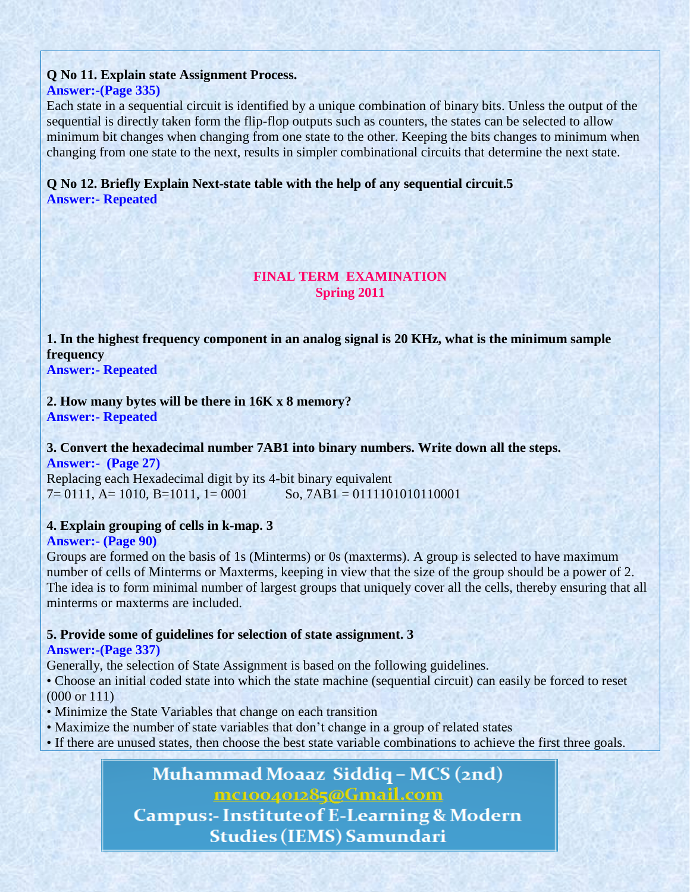**Q No 11. Explain state Assignment Process.**

**Answer:-(Page 335)**

Each state in a sequential circuit is identified by a unique combination of binary bits. Unless the output of the sequential is directly taken form the flip-flop outputs such as counters, the states can be selected to allow minimum bit changes when changing from one state to the other. Keeping the bits changes to minimum when changing from one state to the next, results in simpler combinational circuits that determine the next state.

**Q No 12. Briefly Explain Next-state table with the help of any sequential circuit.5**

**Answer:- Repeated**

## FINAL TERM EXAMINATION
## Spring 2011

**1. In the highest frequency component in an analog signal is 20 KHz, what is the minimum sample frequency**

**Answer:- Repeated**

**2. How many bytes will be there in 16K x 8 memory?**

**Answer:- Repeated**

**3. Convert the hexadecimal number 7AB1 into binary numbers. Write down all the steps.**

**Answer:- (Page 27)**

Replacing each Hexadecimal digit by its 4-bit binary equivalent

7= 0111, A= 1010, B=1011, 1= 0001 So, 7AB1 = 0111101010110001

**4. Explain grouping of cells in k-map. 3**

**Answer:- (Page 90)**

Groups are formed on the basis of 1s (Minterms) or 0s (maxterms). A group is selected to have maximum number of cells of Minterms or Maxterms, keeping in view that the size of the group should be a power of 2. The idea is to form minimal number of largest groups that uniquely cover all the cells, thereby ensuring that all minterms or maxterms are included.

**5. Provide some of guidelines for selection of state assignment. 3**

**Answer:-(Page 337)**

Generally, the selection of State Assignment is based on the following guidelines.

- Choose an initial coded state into which the state machine (sequential circuit) can easily be forced to reset (000 or 111)
- Minimize the State Variables that change on each transition
- Maximize the number of state variables that don't change in a group of related states
- If there are unused states, then choose the best state variable combinations to achieve the first three goals.

**Muhammad Moaaz Siddiq – MCS (2nd)**
**mc100401285@Gmail.com**
**Campus:- Institute of E-Learning & Modern Studies (IEMS) Samundari**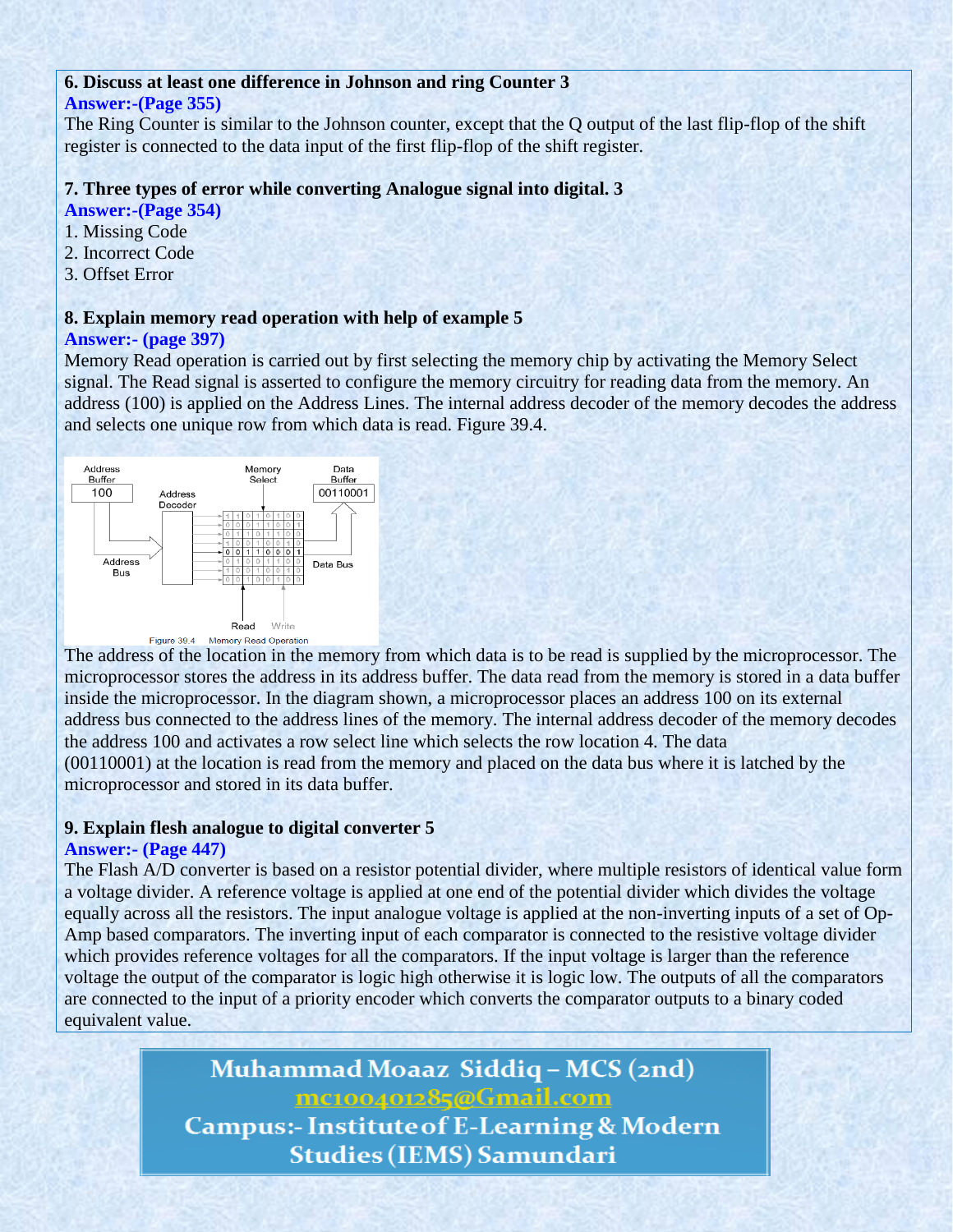**6. Discuss at least one difference in Johnson and ring Counter 3**

**Answer:-(Page 355)**

The Ring Counter is similar to the Johnson counter, except that the Q output of the last flip-flop of the shift register is connected to the data input of the first flip-flop of the shift register.

**7. Three types of error while converting Analogue signal into digital. 3**

**Answer:-(Page 354)**

1. Missing Code
2. Incorrect Code
3. Offset Error

**8. Explain memory read operation with help of example 5**

**Answer:- (page 397)**

Memory Read operation is carried out by first selecting the memory chip by activating the Memory Select signal. The Read signal is asserted to configure the memory circuitry for reading data from the memory. An address (100) is applied on the Address Lines. The internal address decoder of the memory decodes the address and selects one unique row from which data is read. Figure 39.4.

Figure 39.4 Memory Read Operation

The address of the location in the memory from which data is to be read is supplied by the microprocessor. The microprocessor stores the address in its address buffer. The data read from the memory is stored in a data buffer inside the microprocessor. In the diagram shown, a microprocessor places an address 100 on its external address bus connected to the address lines of the memory. The internal address decoder of the memory decodes the address 100 and activates a row select line which selects the row location 4. The data (00110001) at the location is read from the memory and placed on the data bus where it is latched by the microprocessor and stored in its data buffer.

**9. Explain flesh analogue to digital converter 5**

**Answer:- (Page 447)**

The Flash A/D converter is based on a resistor potential divider, where multiple resistors of identical value form a voltage divider. A reference voltage is applied at one end of the potential divider which divides the voltage equally across all the resistors. The input analogue voltage is applied at the non-inverting inputs of a set of Op-Amp based comparators. The inverting input of each comparator is connected to the resistive voltage divider which provides reference voltages for all the comparators. If the input voltage is larger than the reference voltage the output of the comparator is logic high otherwise it is logic low. The outputs of all the comparators are connected to the input of a priority encoder which converts the comparator outputs to a binary coded equivalent value.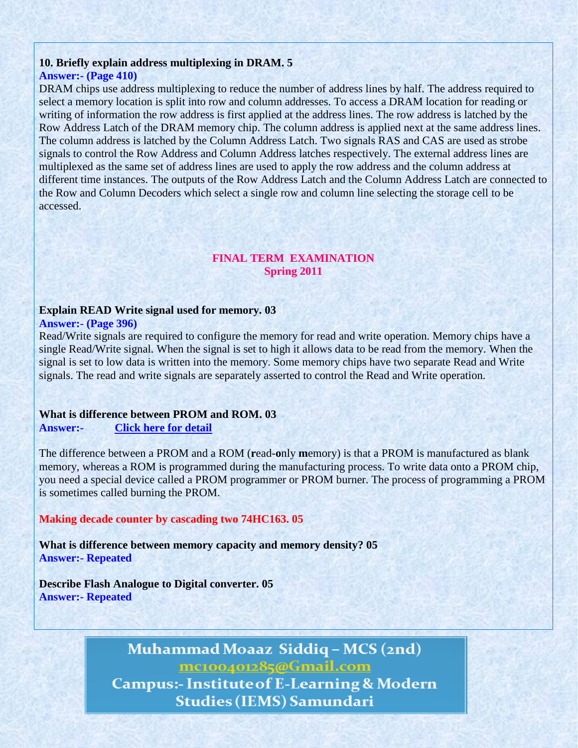**10. Briefly explain address multiplexing in DRAM. 5**

**Answer:- (Page 410)**

DRAM chips use address multiplexing to reduce the number of address lines by half. The address required to select a memory location is split into row and column addresses. To access a DRAM location for reading or writing of information the row address is first applied at the address lines. The row address is latched by the Row Address Latch of the DRAM memory chip. The column address is applied next at the same address lines. The column address is latched by the Column Address Latch. Two signals RAS and CAS are used as strobe signals to control the Row Address and Column Address latches respectively. The external address lines are multiplexed as the same set of address lines are used to apply the row address and the column address at different time instances. The outputs of the Row Address Latch and the Column Address Latch are connected to the Row and Column Decoders which select a single row and column line selecting the storage cell to be accessed.

## FINAL TERM EXAMINATION
## Spring 2011

**Explain READ Write signal used for memory. 03**

**Answer:- (Page 396)**

Read/Write signals are required to configure the memory for read and write operation. Memory chips have a single Read/Write signal. When the signal is set to high it allows data to be read from the memory. When the signal is set to low data is written into the memory. Some memory chips have two separate Read and Write signals. The read and write signals are separately asserted to control the Read and Write operation.

**What is difference between PROM and ROM. 03**

**Answer:-** Click here for detail

The difference between a PROM and a ROM (**r**ead-**o**nly **m**emory) is that a PROM is manufactured as blank memory, whereas a ROM is programmed during the manufacturing process. To write data onto a PROM chip, you need a special device called a PROM programmer or PROM burner. The process of programming a PROM is sometimes called burning the PROM.

**Making decade counter by cascading two 74HC163. 05**

**What is difference between memory capacity and memory density? 05**

**Answer:- Repeated**

**Describe Flash Analogue to Digital converter. 05**

**Answer:- Repeated**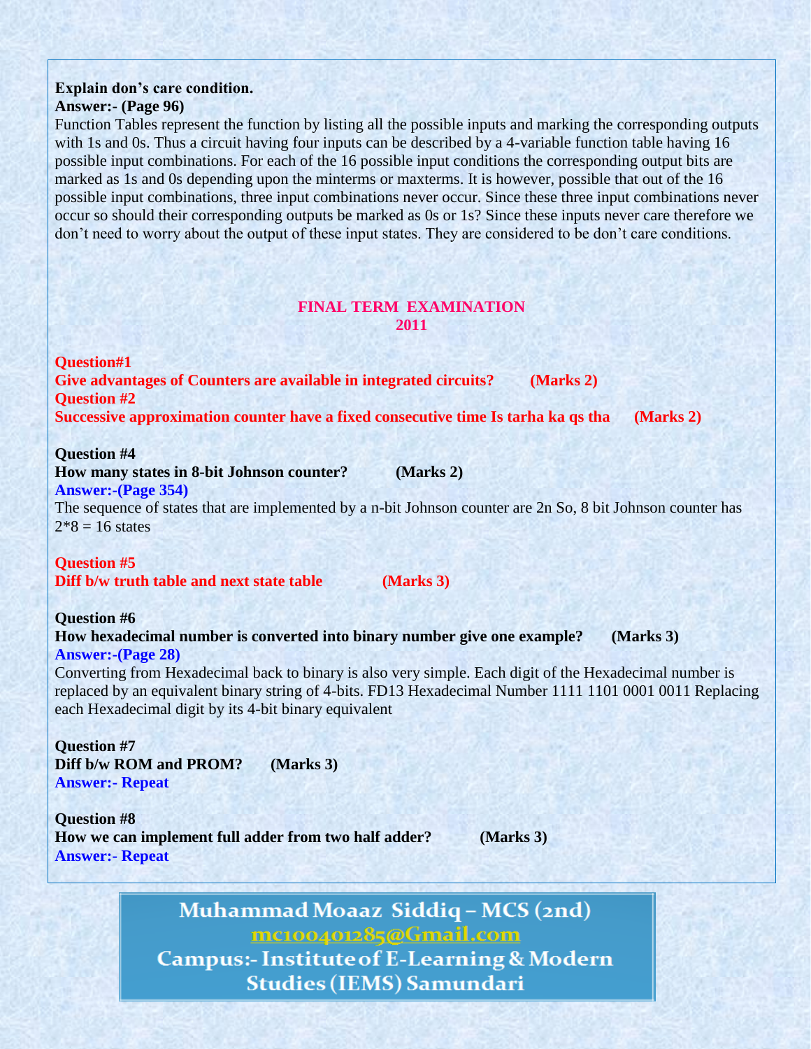**Explain don's care condition.**
**Answer:- (Page 96)**
Function Tables represent the function by listing all the possible inputs and marking the corresponding outputs with 1s and 0s. Thus a circuit having four inputs can be described by a 4-variable function table having 16 possible input combinations. For each of the 16 possible input conditions the corresponding output bits are marked as 1s and 0s depending upon the minterms or maxterms. It is however, possible that out of the 16 possible input combinations, three input combinations never occur. Since these three input combinations never occur so should their corresponding outputs be marked as 0s or 1s? Since these inputs never care therefore we don't need to worry about the output of these input states. They are considered to be don't care conditions.

## FINAL TERM EXAMINATION
## 2011

**Question#1**
**Give advantages of Counters are available in integrated circuits? (Marks 2)**
**Question #2**
**Successive approximation counter have a fixed consecutive time Is tarha ka qs tha (Marks 2)**

**Question #4**
**How many states in 8-bit Johnson counter? (Marks 2)**
**Answer:-(Page 354)**
The sequence of states that are implemented by a n-bit Johnson counter are 2n So, 8 bit Johnson counter has 2*8 = 16 states

**Question #5**
**Diff b/w truth table and next state table (Marks 3)**

**Question #6**
**How hexadecimal number is converted into binary number give one example? (Marks 3)**
**Answer:-(Page 28)**
Converting from Hexadecimal back to binary is also very simple. Each digit of the Hexadecimal number is replaced by an equivalent binary string of 4-bits. FD13 Hexadecimal Number 1111 1101 0001 0011 Replacing each Hexadecimal digit by its 4-bit binary equivalent

**Question #7**
**Diff b/w ROM and PROM? (Marks 3)**
**Answer:- Repeat**

**Question #8**
**How we can implement full adder from two half adder? (Marks 3)**
**Answer:- Repeat**

**Muhammad Moaaz Siddiq – MCS (2nd)**
**mc100401285@Gmail.com**
**Campus:- Institute of E-Learning & Modern Studies (IEMS) Samundari**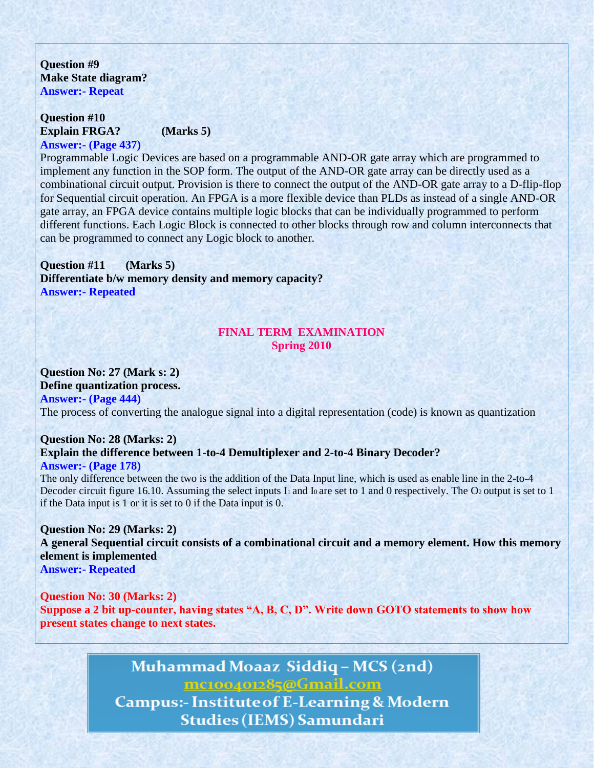**Question #9**
**Make State diagram?**
**Answer:- Repeat**

**Question #10**
**Explain FRGA? (Marks 5)**
**Answer:- (Page 437)**
Programmable Logic Devices are based on a programmable AND-OR gate array which are programmed to implement any function in the SOP form. The output of the AND-OR gate array can be directly used as a combinational circuit output. Provision is there to connect the output of the AND-OR gate array to a D-flip-flop for Sequential circuit operation. An FPGA is a more flexible device than PLDs as instead of a single AND-OR gate array, an FPGA device contains multiple logic blocks that can be individually programmed to perform different functions. Each Logic Block is connected to other blocks through row and column interconnects that can be programmed to connect any Logic block to another.

**Question #11 (Marks 5)**
**Differentiate b/w memory density and memory capacity?**
**Answer:- Repeated**

## FINAL TERM EXAMINATION
## Spring 2010

**Question No: 27 (Mark s: 2)**
**Define quantization process.**
**Answer:- (Page 444)**
The process of converting the analogue signal into a digital representation (code) is known as quantization

**Question No: 28 (Marks: 2)**
**Explain the difference between 1-to-4 Demultiplexer and 2-to-4 Binary Decoder?**
**Answer:- (Page 178)**
The only difference between the two is the addition of the Data Input line, which is used as enable line in the 2-to-4 Decoder circuit figure 16.10. Assuming the select inputs $I_1$ and $I_0$ are set to 1 and 0 respectively. The $O_2$ output is set to 1 if the Data input is 1 or it is set to 0 if the Data input is 0.

**Question No: 29 (Marks: 2)**
**A general Sequential circuit consists of a combinational circuit and a memory element. How this memory element is implemented**
**Answer:- Repeated**

**Question No: 30 (Marks: 2)**
**Suppose a 2 bit up-counter, having states "A, B, C, D". Write down GOTO statements to show how present states change to next states.**

**Muhammad Moaaz Siddiq – MCS (2nd)**
**mc100401285@Gmail.com**
**Campus:- Institute of E-Learning & Modern Studies (IEMS) Samundari**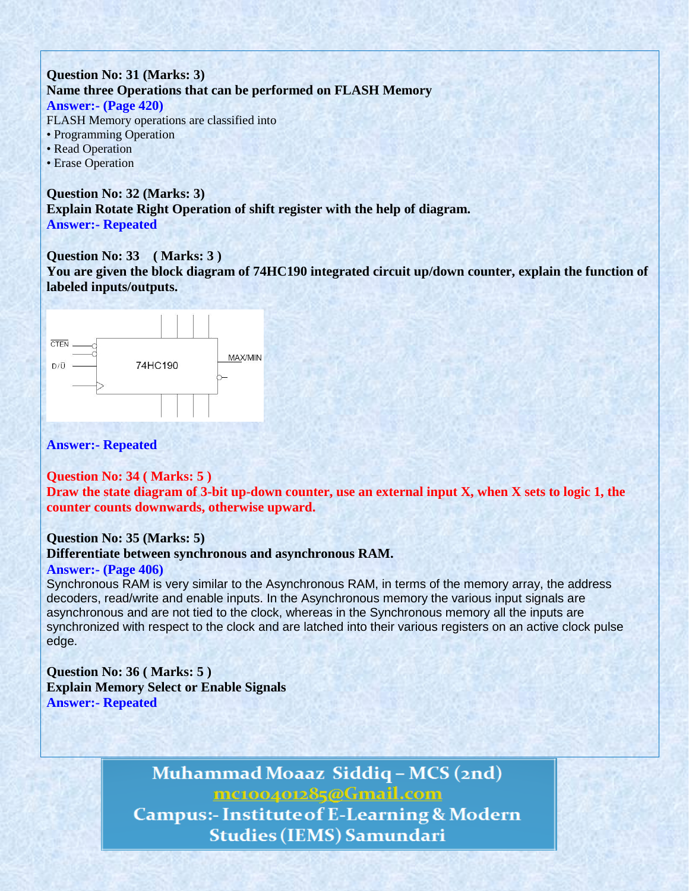**Question No: 31 (Marks: 3)**
**Name three Operations that can be performed on FLASH Memory**
**Answer:- (Page 420)**
FLASH Memory operations are classified into
- Programming Operation
- Read Operation
- Erase Operation

**Question No: 32 (Marks: 3)**
**Explain Rotate Right Operation of shift register with the help of diagram.**
**Answer:- Repeated**

**Question No: 33 ( Marks: 3 )**
**You are given the block diagram of 74HC190 integrated circuit up/down counter, explain the function of labeled inputs/outputs.**

**Answer:- Repeated**

**Question No: 34 ( Marks: 5 )**
**Draw the state diagram of 3-bit up-down counter, use an external input X, when X sets to logic 1, the counter counts downwards, otherwise upward.**

**Question No: 35 (Marks: 5)**
**Differentiate between synchronous and asynchronous RAM.**
**Answer:- (Page 406)**
Synchronous RAM is very similar to the Asynchronous RAM, in terms of the memory array, the address decoders, read/write and enable inputs. In the Asynchronous memory the various input signals are asynchronous and are not tied to the clock, whereas in the Synchronous memory all the inputs are synchronized with respect to the clock and are latched into their various registers on an active clock pulse edge.

**Question No: 36 ( Marks: 5 )**
**Explain Memory Select or Enable Signals**
**Answer:- Repeated**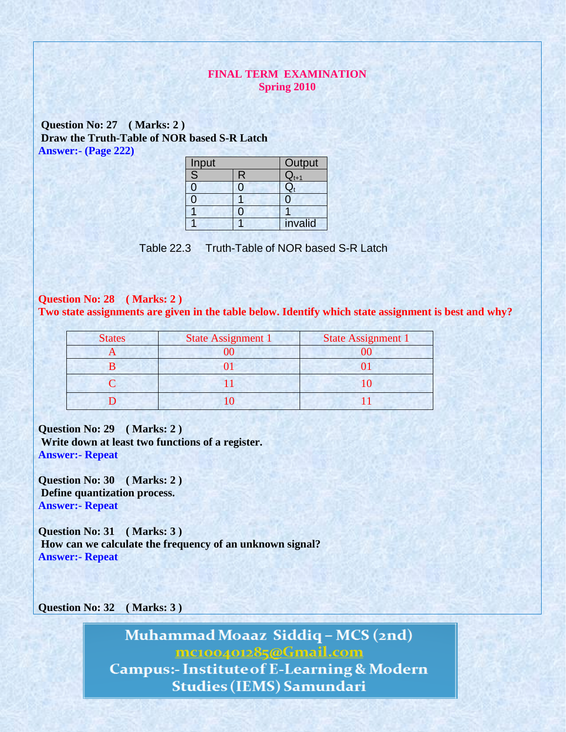**FINAL TERM EXAMINATION**
**Spring 2010**

**Question No: 27 ( Marks: 2 )**
**Draw the Truth-Table of NOR based S-R Latch**
**Answer:- (Page 222)**

| Input | | Output |
|---|---|---|
| S | R | $Q_{t+1}$ |
| 0 | 0 | $Q_t$ |
| 0 | 1 | 0 |
| 1 | 0 | 1 |
| 1 | 1 | invalid |

Table 22.3 Truth-Table of NOR based S-R Latch

**Question No: 28 ( Marks: 2 )**
**Two state assignments are given in the table below. Identify which state assignment is best and why?**

| States | State Assignment 1 | State Assignment 1 |
|---|---|---|
| A | 00 | 00 |
| B | 01 | 01 |
| C | 11 | 10 |
| D | 10 | 11 |

**Question No: 29 ( Marks: 2 )**
**Write down at least two functions of a register.**
**Answer:- Repeat**

**Question No: 30 ( Marks: 2 )**
**Define quantization process.**
**Answer:- Repeat**

**Question No: 31 ( Marks: 3 )**
**How can we calculate the frequency of an unknown signal?**
**Answer:- Repeat**

**Question No: 32 ( Marks: 3 )**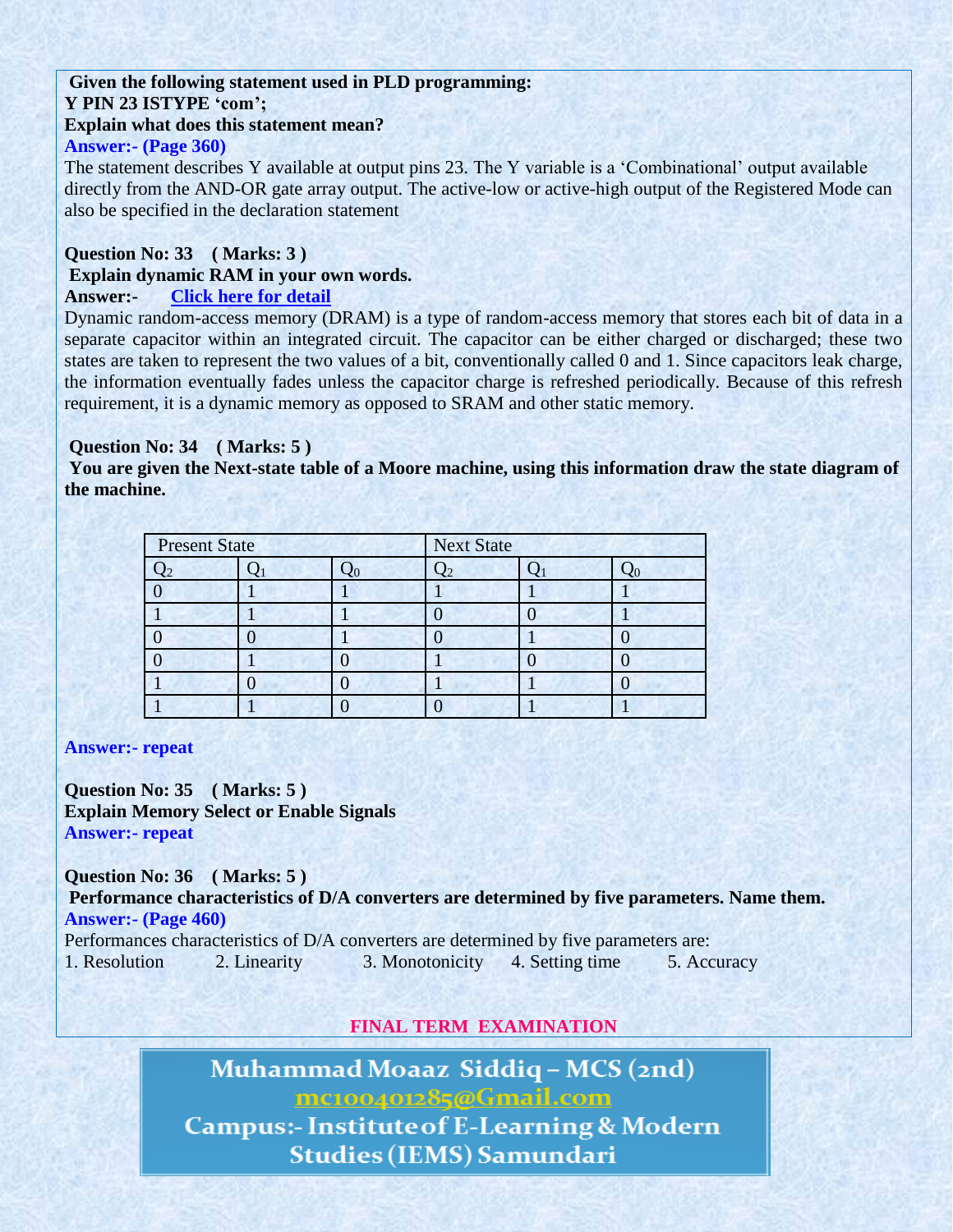**Given the following statement used in PLD programming:**
**Y PIN 23 ISTYPE 'com';**
**Explain what does this statement mean?**
**Answer:- (Page 360)**
The statement describes Y available at output pins 23. The Y variable is a 'Combinational' output available directly from the AND-OR gate array output. The active-low or active-high output of the Registered Mode can also be specified in the declaration statement

**Question No: 33 ( Marks: 3 )**
**Explain dynamic RAM in your own words.**
**Answer:-** Click here for detail
Dynamic random-access memory (DRAM) is a type of random-access memory that stores each bit of data in a separate capacitor within an integrated circuit. The capacitor can be either charged or discharged; these two states are taken to represent the two values of a bit, conventionally called 0 and 1. Since capacitors leak charge, the information eventually fades unless the capacitor charge is refreshed periodically. Because of this refresh requirement, it is a dynamic memory as opposed to SRAM and other static memory.

**Question No: 34 ( Marks: 5 )**
**You are given the Next-state table of a Moore machine, using this information draw the state diagram of the machine.**

| Present State | | | Next State | | |
|---|---|---|---|---|---|
| $Q_2$ | $Q_1$ | $Q_0$ | $Q_2$ | $Q_1$ | $Q_0$ |
| 0 | 1 | 1 | 1 | 1 | 1 |
| 1 | 1 | 1 | 0 | 0 | 1 |
| 0 | 0 | 1 | 0 | 1 | 0 |
| 0 | 1 | 0 | 1 | 0 | 0 |
| 1 | 0 | 0 | 1 | 1 | 0 |
| 1 | 1 | 0 | 0 | 1 | 1 |

**Answer:- repeat**

**Question No: 35 ( Marks: 5 )**
**Explain Memory Select or Enable Signals**
**Answer:- repeat**

**Question No: 36 ( Marks: 5 )**
**Performance characteristics of D/A converters are determined by five parameters. Name them.**
**Answer:- (Page 460)**
Performances characteristics of D/A converters are determined by five parameters are:
1. Resolution 2. Linearity 3. Monotonicity 4. Setting time 5. Accuracy

**FINAL TERM EXAMINATION**

**Muhammad Moaaz Siddiq – MCS (2nd)**
**mc100401285@Gmail.com**
**Campus:- Institute of E-Learning & Modern Studies (IEMS) Samundari**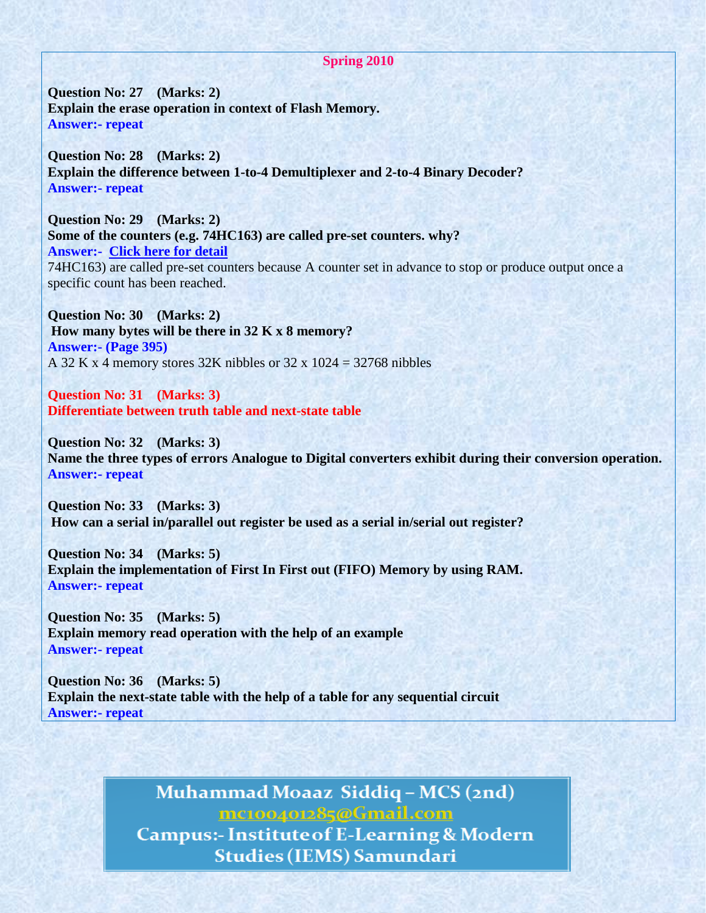## Spring 2010

**Question No: 27 (Marks: 2)**
**Explain the erase operation in context of Flash Memory.**
**Answer:- repeat**

**Question No: 28 (Marks: 2)**
**Explain the difference between 1-to-4 Demultiplexer and 2-to-4 Binary Decoder?**
**Answer:- repeat**

**Question No: 29 (Marks: 2)**
**Some of the counters (e.g. 74HC163) are called pre-set counters. why?**
**Answer:- Click here for detail**
74HC163) are called pre-set counters because A counter set in advance to stop or produce output once a specific count has been reached.

**Question No: 30 (Marks: 2)**
**How many bytes will be there in 32 K x 8 memory?**
**Answer:- (Page 395)**
A 32 K x 4 memory stores 32K nibbles or 32 x 1024 = 32768 nibbles

**Question No: 31 (Marks: 3)**
**Differentiate between truth table and next-state table**

**Question No: 32 (Marks: 3)**
**Name the three types of errors Analogue to Digital converters exhibit during their conversion operation.**
**Answer:- repeat**

**Question No: 33 (Marks: 3)**
**How can a serial in/parallel out register be used as a serial in/serial out register?**

**Question No: 34 (Marks: 5)**
**Explain the implementation of First In First out (FIFO) Memory by using RAM.**
**Answer:- repeat**

**Question No: 35 (Marks: 5)**
**Explain memory read operation with the help of an example**
**Answer:- repeat**

**Question No: 36 (Marks: 5)**
**Explain the next-state table with the help of a table for any sequential circuit**
**Answer:- repeat**

**Muhammad Moaaz Siddiq – MCS (2nd)**
**mc100401285@Gmail.com**
**Campus:- Institute of E-Learning & Modern Studies (IEMS) Samundari**